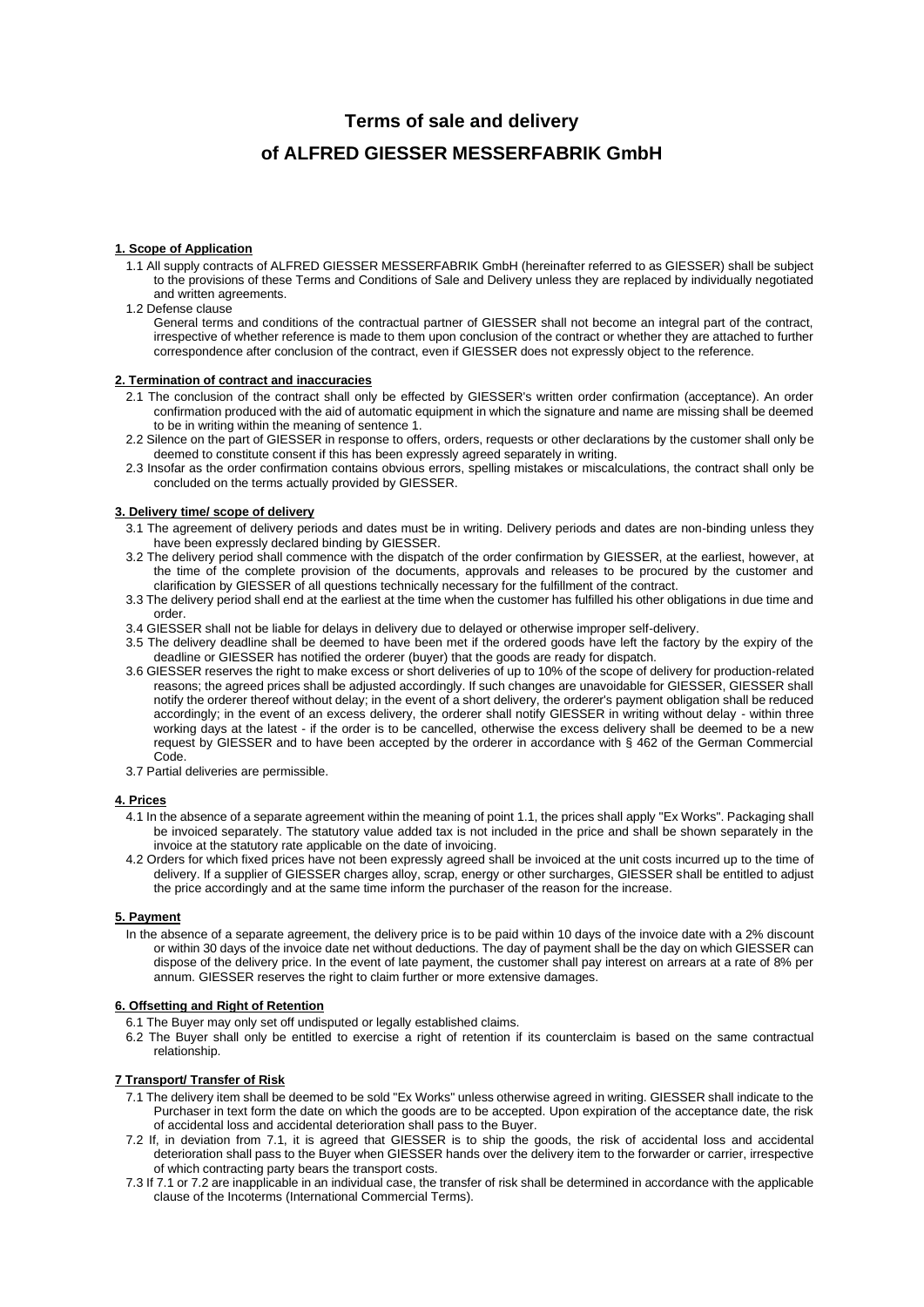# Terms of sale and delivery

# of ALFRED GIESSER MESSERFABRIK GmbH

## 1. Scope of Application

1.1 All supply contracts of ALFRED GIESSER MESSERFABRIK GmbH (hereinafter referred to as GIESSER) shall be subject to the provisions of these Terms and Conditions of Sale and Delivery unless they are replaced by individually negotiated and written agreements.

1.2 Defense clause
General terms and conditions of the contractual partner of GIESSER shall not become an integral part of the contract, irrespective of whether reference is made to them upon conclusion of the contract or whether they are attached to further correspondence after conclusion of the contract, even if GIESSER does not expressly object to the reference.

## 2. Termination of contract and inaccuracies

2.1 The conclusion of the contract shall only be effected by GIESSER's written order confirmation (acceptance). An order confirmation produced with the aid of automatic equipment in which the signature and name are missing shall be deemed to be in writing within the meaning of sentence 1.

2.2 Silence on the part of GIESSER in response to offers, orders, requests or other declarations by the customer shall only be deemed to constitute consent if this has been expressly agreed separately in writing.

2.3 Insofar as the order confirmation contains obvious errors, spelling mistakes or miscalculations, the contract shall only be concluded on the terms actually provided by GIESSER.

## 3. Delivery time/ scope of delivery

3.1 The agreement of delivery periods and dates must be in writing. Delivery periods and dates are non-binding unless they have been expressly declared binding by GIESSER.

3.2 The delivery period shall commence with the dispatch of the order confirmation by GIESSER, at the earliest, however, at the time of the complete provision of the documents, approvals and releases to be procured by the customer and clarification by GIESSER of all questions technically necessary for the fulfillment of the contract.

3.3 The delivery period shall end at the earliest at the time when the customer has fulfilled his other obligations in due time and order.

3.4 GIESSER shall not be liable for delays in delivery due to delayed or otherwise improper self-delivery.

3.5 The delivery deadline shall be deemed to have been met if the ordered goods have left the factory by the expiry of the deadline or GIESSER has notified the orderer (buyer) that the goods are ready for dispatch.

3.6 GIESSER reserves the right to make excess or short deliveries of up to 10% of the scope of delivery for production-related reasons; the agreed prices shall be adjusted accordingly. If such changes are unavoidable for GIESSER, GIESSER shall notify the orderer thereof without delay; in the event of a short delivery, the orderer's payment obligation shall be reduced accordingly; in the event of an excess delivery, the orderer shall notify GIESSER in writing without delay - within three working days at the latest - if the order is to be cancelled, otherwise the excess delivery shall be deemed to be a new request by GIESSER and to have been accepted by the orderer in accordance with § 462 of the German Commercial Code.

3.7 Partial deliveries are permissible.

## 4. Prices

4.1 In the absence of a separate agreement within the meaning of point 1.1, the prices shall apply "Ex Works". Packaging shall be invoiced separately. The statutory value added tax is not included in the price and shall be shown separately in the invoice at the statutory rate applicable on the date of invoicing.

4.2 Orders for which fixed prices have not been expressly agreed shall be invoiced at the unit costs incurred up to the time of delivery. If a supplier of GIESSER charges alloy, scrap, energy or other surcharges, GIESSER shall be entitled to adjust the price accordingly and at the same time inform the purchaser of the reason for the increase.

## 5. Payment

In the absence of a separate agreement, the delivery price is to be paid within 10 days of the invoice date with a 2% discount or within 30 days of the invoice date net without deductions. The day of payment shall be the day on which GIESSER can dispose of the delivery price. In the event of late payment, the customer shall pay interest on arrears at a rate of 8% per annum. GIESSER reserves the right to claim further or more extensive damages.

## 6. Offsetting and Right of Retention

6.1 The Buyer may only set off undisputed or legally established claims.

6.2 The Buyer shall only be entitled to exercise a right of retention if its counterclaim is based on the same contractual relationship.

## 7 Transport/ Transfer of Risk

7.1 The delivery item shall be deemed to be sold "Ex Works" unless otherwise agreed in writing. GIESSER shall indicate to the Purchaser in text form the date on which the goods are to be accepted. Upon expiration of the acceptance date, the risk of accidental loss and accidental deterioration shall pass to the Buyer.

7.2 If, in deviation from 7.1, it is agreed that GIESSER is to ship the goods, the risk of accidental loss and accidental deterioration shall pass to the Buyer when GIESSER hands over the delivery item to the forwarder or carrier, irrespective of which contracting party bears the transport costs.

7.3 If 7.1 or 7.2 are inapplicable in an individual case, the transfer of risk shall be determined in accordance with the applicable clause of the Incoterms (International Commercial Terms).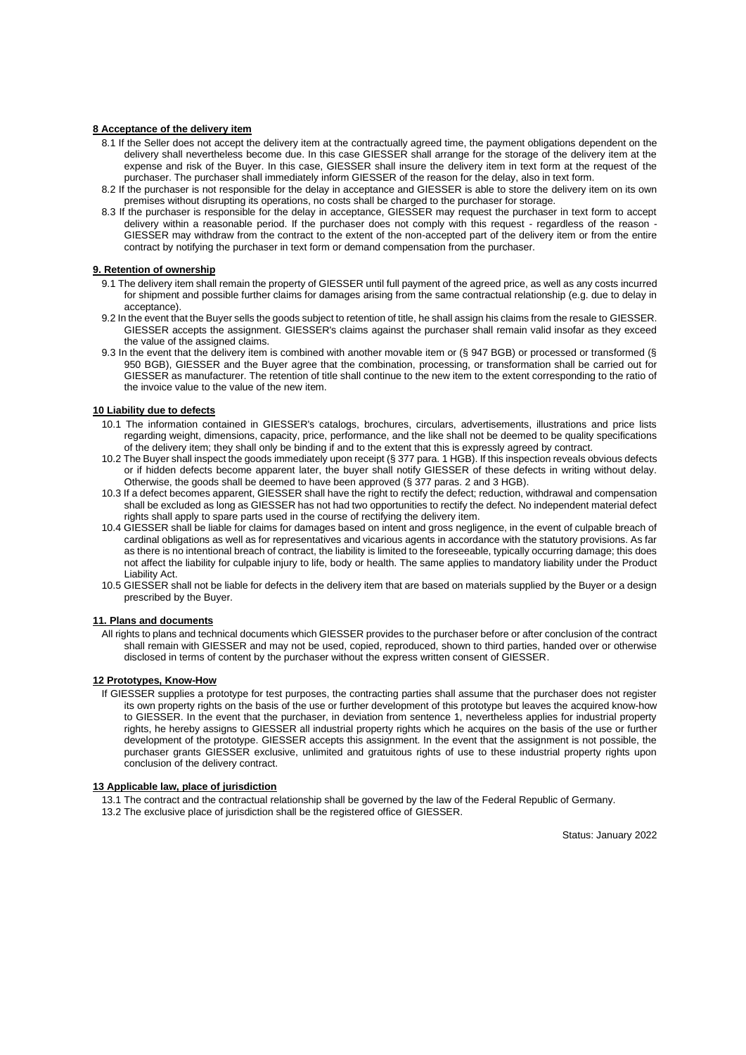**8 Acceptance of the delivery item**

8.1 If the Seller does not accept the delivery item at the contractually agreed time, the payment obligations dependent on the delivery shall nevertheless become due. In this case GIESSER shall arrange for the storage of the delivery item at the expense and risk of the Buyer. In this case, GIESSER shall insure the delivery item in text form at the request of the purchaser. The purchaser shall immediately inform GIESSER of the reason for the delay, also in text form.

8.2 If the purchaser is not responsible for the delay in acceptance and GIESSER is able to store the delivery item on its own premises without disrupting its operations, no costs shall be charged to the purchaser for storage.

8.3 If the purchaser is responsible for the delay in acceptance, GIESSER may request the purchaser in text form to accept delivery within a reasonable period. If the purchaser does not comply with this request - regardless of the reason - GIESSER may withdraw from the contract to the extent of the non-accepted part of the delivery item or from the entire contract by notifying the purchaser in text form or demand compensation from the purchaser.

**9. Retention of ownership**

9.1 The delivery item shall remain the property of GIESSER until full payment of the agreed price, as well as any costs incurred for shipment and possible further claims for damages arising from the same contractual relationship (e.g. due to delay in acceptance).

9.2 In the event that the Buyer sells the goods subject to retention of title, he shall assign his claims from the resale to GIESSER. GIESSER accepts the assignment. GIESSER's claims against the purchaser shall remain valid insofar as they exceed the value of the assigned claims.

9.3 In the event that the delivery item is combined with another movable item or (§ 947 BGB) or processed or transformed (§ 950 BGB), GIESSER and the Buyer agree that the combination, processing, or transformation shall be carried out for GIESSER as manufacturer. The retention of title shall continue to the new item to the extent corresponding to the ratio of the invoice value to the value of the new item.

**10 Liability due to defects**

10.1 The information contained in GIESSER's catalogs, brochures, circulars, advertisements, illustrations and price lists regarding weight, dimensions, capacity, price, performance, and the like shall not be deemed to be quality specifications of the delivery item; they shall only be binding if and to the extent that this is expressly agreed by contract.

10.2 The Buyer shall inspect the goods immediately upon receipt (§ 377 para. 1 HGB). If this inspection reveals obvious defects or if hidden defects become apparent later, the buyer shall notify GIESSER of these defects in writing without delay. Otherwise, the goods shall be deemed to have been approved (§ 377 paras. 2 and 3 HGB).

10.3 If a defect becomes apparent, GIESSER shall have the right to rectify the defect; reduction, withdrawal and compensation shall be excluded as long as GIESSER has not had two opportunities to rectify the defect. No independent material defect rights shall apply to spare parts used in the course of rectifying the delivery item.

10.4 GIESSER shall be liable for claims for damages based on intent and gross negligence, in the event of culpable breach of cardinal obligations as well as for representatives and vicarious agents in accordance with the statutory provisions. As far as there is no intentional breach of contract, the liability is limited to the foreseeable, typically occurring damage; this does not affect the liability for culpable injury to life, body or health. The same applies to mandatory liability under the Product Liability Act.

10.5 GIESSER shall not be liable for defects in the delivery item that are based on materials supplied by the Buyer or a design prescribed by the Buyer.

**11. Plans and documents**

All rights to plans and technical documents which GIESSER provides to the purchaser before or after conclusion of the contract shall remain with GIESSER and may not be used, copied, reproduced, shown to third parties, handed over or otherwise disclosed in terms of content by the purchaser without the express written consent of GIESSER.

**12 Prototypes, Know-How**

If GIESSER supplies a prototype for test purposes, the contracting parties shall assume that the purchaser does not register its own property rights on the basis of the use or further development of this prototype but leaves the acquired know-how to GIESSER. In the event that the purchaser, in deviation from sentence 1, nevertheless applies for industrial property rights, he hereby assigns to GIESSER all industrial property rights which he acquires on the basis of the use or further development of the prototype. GIESSER accepts this assignment. In the event that the assignment is not possible, the purchaser grants GIESSER exclusive, unlimited and gratuitous rights of use to these industrial property rights upon conclusion of the delivery contract.

**13 Applicable law, place of jurisdiction**

13.1 The contract and the contractual relationship shall be governed by the law of the Federal Republic of Germany.

13.2 The exclusive place of jurisdiction shall be the registered office of GIESSER.

Status: January 2022